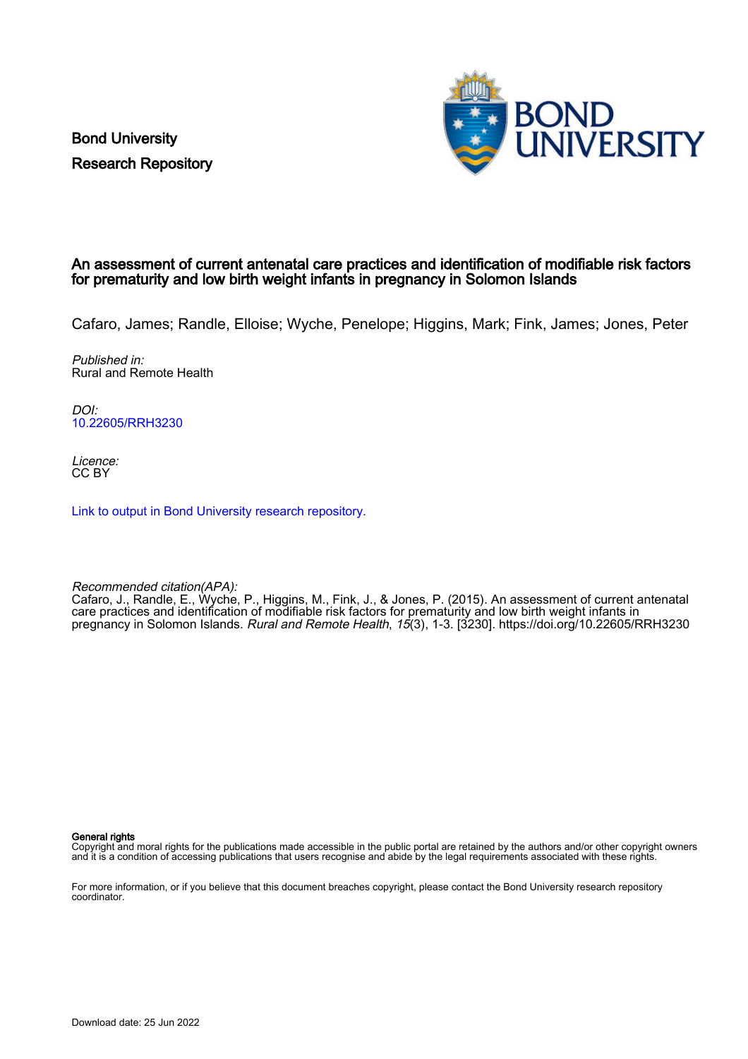Bond University

Research Repository

# An assessment of current antenatal care practices and identification of modifiable risk factors for prematurity and low birth weight infants in pregnancy in Solomon Islands

Cafaro, James; Randle, Elloise; Wyche, Penelope; Higgins, Mark; Fink, James; Jones, Peter

*Published in:*
Rural and Remote Health

*DOI:*
10.22605/RRH3230

*Licence:*
CC BY

Link to output in Bond University research repository.

*Recommended citation(APA):*
Cafaro, J., Randle, E., Wyche, P., Higgins, M., Fink, J., & Jones, P. (2015). An assessment of current antenatal care practices and identification of modifiable risk factors for prematurity and low birth weight infants in pregnancy in Solomon Islands. *Rural and Remote Health*, *15*(3), 1-3. [3230]. https://doi.org/10.22605/RRH3230

**General rights**
Copyright and moral rights for the publications made accessible in the public portal are retained by the authors and/or other copyright owners and it is a condition of accessing publications that users recognise and abide by the legal requirements associated with these rights.

For more information, or if you believe that this document breaches copyright, please contact the Bond University research repository coordinator.

Download date: 25 Jun 2022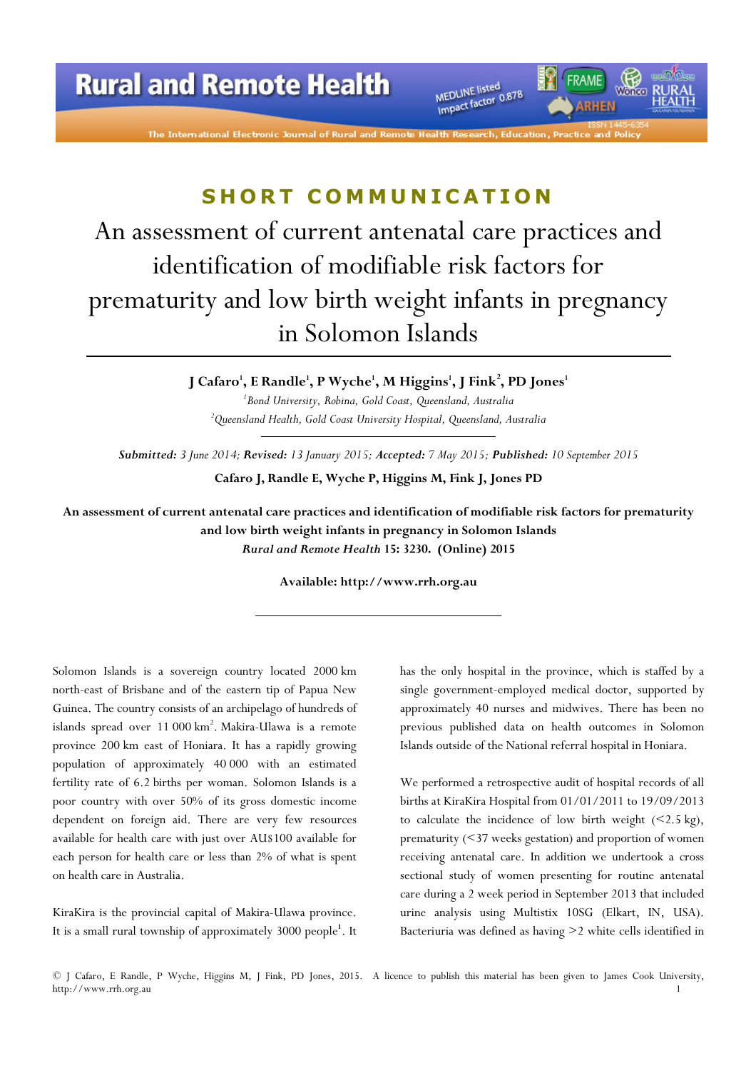## SHORT COMMUNICATION

# An assessment of current antenatal care practices and identification of modifiable risk factors for prematurity and low birth weight infants in pregnancy in Solomon Islands

**J Cafaro[1], E Randle[1], P Wyche[1], M Higgins[1], J Fink[2], PD Jones[1]**

*[1]Bond University, Robina, Gold Coast, Queensland, Australia*
*[2]Queensland Health, Gold Coast University Hospital, Queensland, Australia*

***Submitted:** 3 June 2014; **Revised:** 13 January 2015; **Accepted:** 7 May 2015; **Published:** 10 September 2015*

**Cafaro J, Randle E, Wyche P, Higgins M, Fink J, Jones PD**

**An assessment of current antenatal care practices and identification of modifiable risk factors for prematurity and low birth weight infants in pregnancy in Solomon Islands**
***Rural and Remote Health* 15: 3230. (Online) 2015**

**Available: http://www.rrh.org.au**

Solomon Islands is a sovereign country located 2000 km north-east of Brisbane and of the eastern tip of Papua New Guinea. The country consists of an archipelago of hundreds of islands spread over 11 000 km$^2$. Makira-Ulawa is a remote province 200 km east of Honiara. It has a rapidly growing population of approximately 40 000 with an estimated fertility rate of 6.2 births per woman. Solomon Islands is a poor country with over 50% of its gross domestic income dependent on foreign aid. There are very few resources available for health care with just over AU$100 available for each person for health care or less than 2% of what is spent on health care in Australia.

KiraKira is the provincial capital of Makira-Ulawa province. It is a small rural township of approximately 3000 people[1]. It has the only hospital in the province, which is staffed by a single government-employed medical doctor, supported by approximately 40 nurses and midwives. There has been no previous published data on health outcomes in Solomon Islands outside of the National referral hospital in Honiara.

We performed a retrospective audit of hospital records of all births at KiraKira Hospital from 01/01/2011 to 19/09/2013 to calculate the incidence of low birth weight (<2.5 kg), prematurity (<37 weeks gestation) and proportion of women receiving antenatal care. In addition we undertook a cross sectional study of women presenting for routine antenatal care during a 2 week period in September 2013 that included urine analysis using Multistix 10SG (Elkart, IN, USA). Bacteriuria was defined as having >2 white cells identified in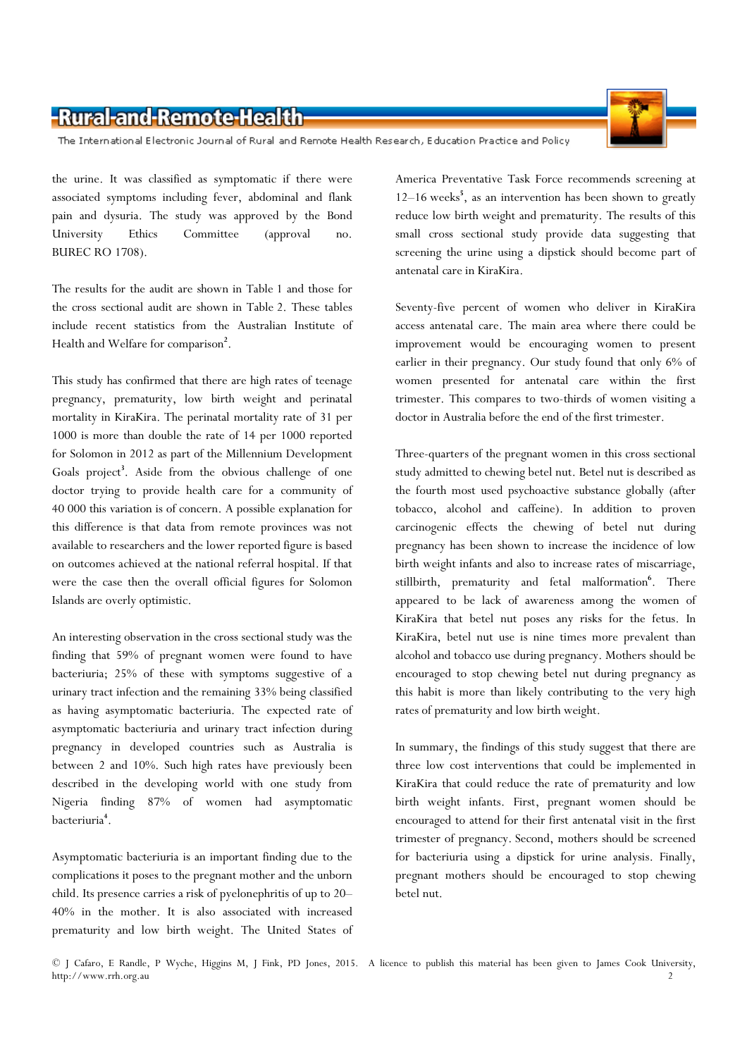the urine. It was classified as symptomatic if there were associated symptoms including fever, abdominal and flank pain and dysuria. The study was approved by the Bond University Ethics Committee (approval no. BUREC RO 1708).

The results for the audit are shown in Table 1 and those for the cross sectional audit are shown in Table 2. These tables include recent statistics from the Australian Institute of Health and Welfare for comparison[2].

This study has confirmed that there are high rates of teenage pregnancy, prematurity, low birth weight and perinatal mortality in KiraKira. The perinatal mortality rate of 31 per 1000 is more than double the rate of 14 per 1000 reported for Solomon in 2012 as part of the Millennium Development Goals project[3]. Aside from the obvious challenge of one doctor trying to provide health care for a community of 40 000 this variation is of concern. A possible explanation for this difference is that data from remote provinces was not available to researchers and the lower reported figure is based on outcomes achieved at the national referral hospital. If that were the case then the overall official figures for Solomon Islands are overly optimistic.

An interesting observation in the cross sectional study was the finding that 59% of pregnant women were found to have bacteriuria; 25% of these with symptoms suggestive of a urinary tract infection and the remaining 33% being classified as having asymptomatic bacteriuria. The expected rate of asymptomatic bacteriuria and urinary tract infection during pregnancy in developed countries such as Australia is between 2 and 10%. Such high rates have previously been described in the developing world with one study from Nigeria finding 87% of women had asymptomatic bacteriuria[4].

Asymptomatic bacteriuria is an important finding due to the complications it poses to the pregnant mother and the unborn child. Its presence carries a risk of pyelonephritis of up to 20–40% in the mother. It is also associated with increased prematurity and low birth weight. The United States of America Preventative Task Force recommends screening at 12–16 weeks[5], as an intervention has been shown to greatly reduce low birth weight and prematurity. The results of this small cross sectional study provide data suggesting that screening the urine using a dipstick should become part of antenatal care in KiraKira.

Seventy-five percent of women who deliver in KiraKira access antenatal care. The main area where there could be improvement would be encouraging women to present earlier in their pregnancy. Our study found that only 6% of women presented for antenatal care within the first trimester. This compares to two-thirds of women visiting a doctor in Australia before the end of the first trimester.

Three-quarters of the pregnant women in this cross sectional study admitted to chewing betel nut. Betel nut is described as the fourth most used psychoactive substance globally (after tobacco, alcohol and caffeine). In addition to proven carcinogenic effects the chewing of betel nut during pregnancy has been shown to increase the incidence of low birth weight infants and also to increase rates of miscarriage, stillbirth, prematurity and fetal malformation[6]. There appeared to be lack of awareness among the women of KiraKira that betel nut poses any risks for the fetus. In KiraKira, betel nut use is nine times more prevalent than alcohol and tobacco use during pregnancy. Mothers should be encouraged to stop chewing betel nut during pregnancy as this habit is more than likely contributing to the very high rates of prematurity and low birth weight.

In summary, the findings of this study suggest that there are three low cost interventions that could be implemented in KiraKira that could reduce the rate of prematurity and low birth weight infants. First, pregnant women should be encouraged to attend for their first antenatal visit in the first trimester of pregnancy. Second, mothers should be screened for bacteriuria using a dipstick for urine analysis. Finally, pregnant mothers should be encouraged to stop chewing betel nut.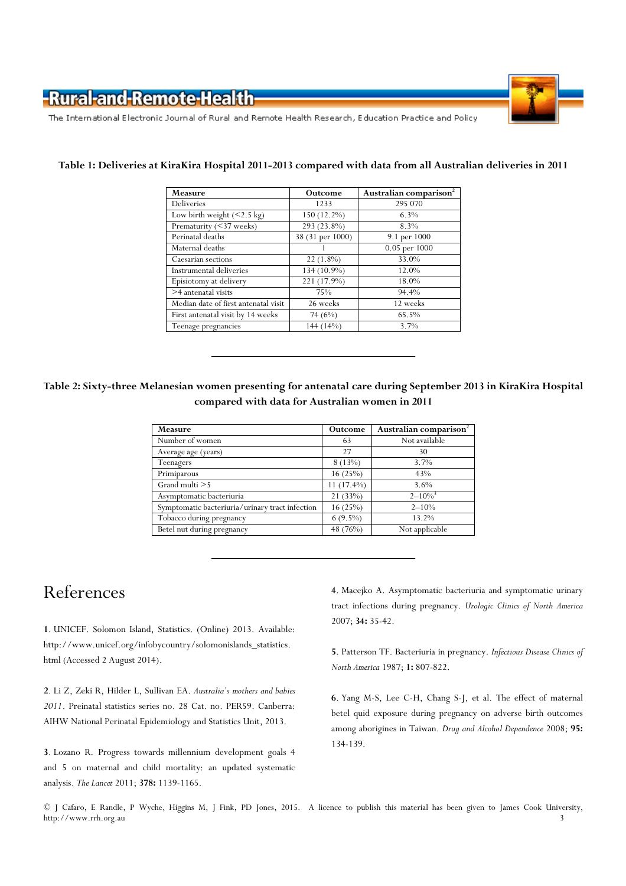**Table 1: Deliveries at KiraKira Hospital 2011-2013 compared with data from all Australian deliveries in 2011**

| Measure | Outcome | Australian comparison[2] |
|---|---|---|
| Deliveries | 1233 | 295 070 |
| Low birth weight (<2.5 kg) | 150 (12.2%) | 6.3% |
| Prematurity (<37 weeks) | 293 (23.8%) | 8.3% |
| Perinatal deaths | 38 (31 per 1000) | 9.1 per 1000 |
| Maternal deaths | 1 | 0.05 per 1000 |
| Caesarian sections | 22 (1.8%) | 33.0% |
| Instrumental deliveries | 134 (10.9%) | 12.0% |
| Episiotomy at delivery | 221 (17.9%) | 18.0% |
| >4 antenatal visits | 75% | 94.4% |
| Median date of first antenatal visit | 26 weeks | 12 weeks |
| First antenatal visit by 14 weeks | 74 (6%) | 65.5% |
| Teenage pregnancies | 144 (14%) | 3.7% |

**Table 2: Sixty-three Melanesian women presenting for antenatal care during September 2013 in KiraKira Hospital compared with data for Australian women in 2011**

| Measure | Outcome | Australian comparison[2] |
|---|---|---|
| Number of women | 63 | Not available |
| Average age (years) | 27 | 30 |
| Teenagers | 8 (13%) | 3.7% |
| Primiparous | 16 (25%) | 43% |
| Grand multi >5 | 11 (17.4%) | 3.6% |
| Asymptomatic bacteriuria | 21 (33%) | 2–10%[3] |
| Symptomatic bacteriuria/urinary tract infection | 16 (25%) | 2–10% |
| Tobacco during pregnancy | 6 (9.5%) | 13.2% |
| Betel nut during pregnancy | 48 (76%) | Not applicable |

# References

**1**. UNICEF. Solomon Island, Statistics. (Online) 2013. Available: http://www.unicef.org/infobycountry/solomonislands_statistics.html (Accessed 2 August 2014).

**2**. Li Z, Zeki R, Hilder L, Sullivan EA. *Australia's mothers and babies 2011*. Preinatal statistics series no. 28 Cat. no. PER59. Canberra: AIHW National Perinatal Epidemiology and Statistics Unit, 2013.

**3**. Lozano R. Progress towards millennium development goals 4 and 5 on maternal and child mortality: an updated systematic analysis. *The Lancet* 2011; **378:** 1139-1165.

**4**. Macejko A. Asymptomatic bacteriuria and symptomatic urinary tract infections during pregnancy. *Urologic Clinics of North America* 2007; **34:** 35-42.

**5**. Patterson TF. Bacteriuria in pregnancy. *Infectious Disease Clinics of North America* 1987; **1:** 807-822.

**6**. Yang M-S, Lee C-H, Chang S-J, et al. The effect of maternal betel quid exposure during pregnancy on adverse birth outcomes among aborigines in Taiwan. *Drug and Alcohol Dependence* 2008; **95:** 134-139.